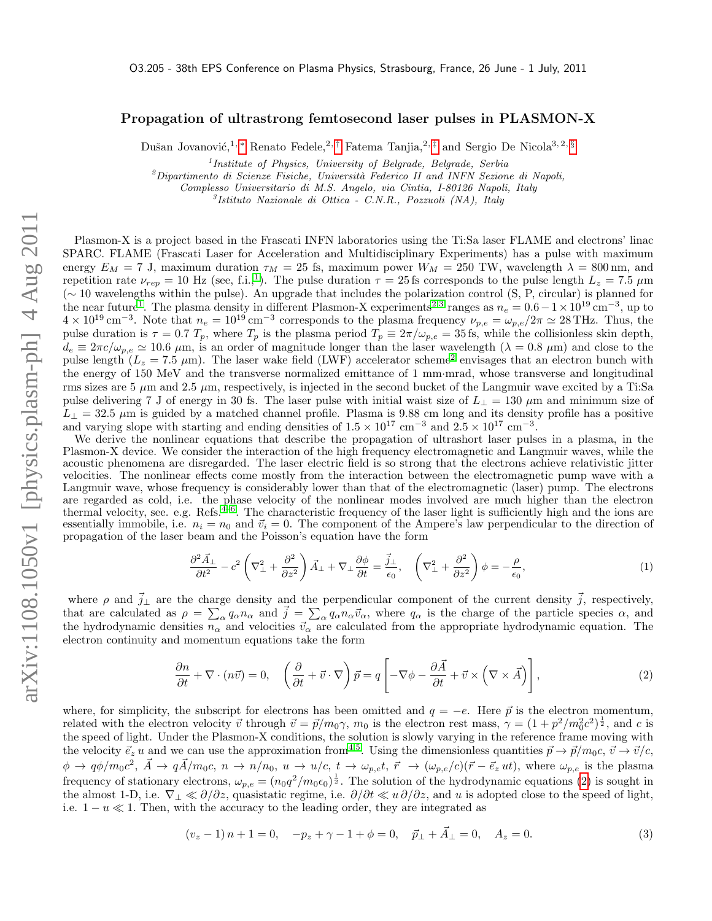# Propagation of ultrastrong femtosecond laser pulses in PLASMON-X

Dušan Jovanović,[1,*] Renato Fedele,[2,†] Fatema Tanjia,[2,‡] and Sergio De Nicola[3,2,§]

[1]*Institute of Physics, University of Belgrade, Belgrade, Serbia*
[2]*Dipartimento di Scienze Fisiche, Università Federico II and INFN Sezione di Napoli, Complesso Universitario di M.S. Angelo, via Cintia, I-80126 Napoli, Italy*
[3]*Istituto Nazionale di Ottica - C.N.R., Pozzuoli (NA), Italy*

Plasmon-X is a project based in the Frascati INFN laboratories using the Ti:Sa laser FLAME and electrons' linac SPARC. FLAME (Frascati Laser for Acceleration and Multidisciplinary Experiments) has a pulse with maximum energy $E_M = 7$ J, maximum duration $\tau_M = 25$ fs, maximum power $W_M = 250$ TW, wavelength $\lambda = 800$ nm, and repetition rate $\nu_{rep} = 10$ Hz (see, f.i.,[1]). The pulse duration $\tau = 25$ fs corresponds to the pulse length $L_z = 7.5\ \mu$m ($\sim 10$ wavelengths within the pulse). An upgrade that includes the polarization control (S, P, circular) is planned for the near future[1]. The plasma density in different Plasmon-X experiments[2,3] ranges as $n_e = 0.6 - 1 \times 10^{19}\,\mathrm{cm}^{-3}$, up to $4 \times 10^{19}\,\mathrm{cm}^{-3}$. Note that $n_e = 10^{19}\,\mathrm{cm}^{-3}$ corresponds to the plasma frequency $\nu_{p,e} = \omega_{p,e}/2\pi \simeq 28$ THz. Thus, the pulse duration is $\tau = 0.7\ T_p$, where $T_p$ is the plasma period $T_p \equiv 2\pi/\omega_{p,e} = 35$ fs, while the collisionless skin depth, $d_e \equiv 2\pi c/\omega_{p,e} \simeq 10.6\ \mu$m, is an order of magnitude longer than the laser wavelength ($\lambda = 0.8\ \mu$m) and close to the pulse length ($L_z = 7.5\ \mu$m). The laser wake field (LWF) accelerator scheme[2] envisages that an electron bunch with the energy of 150 MeV and the transverse normalized emittance of 1 mm·mrad, whose transverse and longitudinal rms sizes are 5 $\mu$m and 2.5 $\mu$m, respectively, is injected in the second bucket of the Langmuir wave excited by a Ti:Sa pulse delivering 7 J of energy in 30 fs. The laser pulse with initial waist size of $L_\perp = 130\ \mu$m and minimum size of $L_\perp = 32.5\ \mu$m is guided by a matched channel profile. Plasma is 9.88 cm long and its density profile has a positive and varying slope with starting and ending densities of $1.5 \times 10^{17}\,\mathrm{cm}^{-3}$ and $2.5 \times 10^{17}\,\mathrm{cm}^{-3}$.

We derive the nonlinear equations that describe the propagation of ultrashort laser pulses in a plasma, in the Plasmon-X device. We consider the interaction of the high frequency electromagnetic and Langmuir waves, while the acoustic phenomena are disregarded. The laser electric field is so strong that the electrons achieve relativistic jitter velocities. The nonlinear effects come mostly from the interaction between the electromagnetic pump wave with a Langmuir wave, whose frequency is considerably lower than that of the electromagnetic (laser) pump. The electrons are regarded as cold, i.e. the phase velocity of the nonlinear modes involved are much higher than the electron thermal velocity, see. e.g. Refs.[4–6]. The characteristic frequency of the laser light is sufficiently high and the ions are essentially immobile, i.e. $n_i = n_0$ and $\vec{v}_i = 0$. The component of the Ampere's law perpendicular to the direction of propagation of the laser beam and the Poisson's equation have the form

$$\frac{\partial^2 \vec{A}_\perp}{\partial t^2} - c^2\left(\nabla_\perp^2 + \frac{\partial^2}{\partial z^2}\right)\vec{A}_\perp + \nabla_\perp \frac{\partial \phi}{\partial t} = \frac{\vec{j}_\perp}{\epsilon_0}, \quad \left(\nabla_\perp^2 + \frac{\partial^2}{\partial z^2}\right)\phi = -\frac{\rho}{\epsilon_0}, \tag{1}$$

where $\rho$ and $\vec{j}_\perp$ are the charge density and the perpendicular component of the current density $\vec{j}$, respectively, that are calculated as $\rho = \sum_\alpha q_\alpha n_\alpha$ and $\vec{j} = \sum_\alpha q_\alpha n_\alpha \vec{v}_\alpha$, where $q_\alpha$ is the charge of the particle species $\alpha$, and the hydrodynamic densities $n_\alpha$ and velocities $\vec{v}_\alpha$ are calculated from the appropriate hydrodynamic equation. The electron continuity and momentum equations take the form

$$\frac{\partial n}{\partial t} + \nabla\cdot(n\vec{v}) = 0, \quad \left(\frac{\partial}{\partial t} + \vec{v}\cdot\nabla\right)\vec{p} = q\left[-\nabla\phi - \frac{\partial \vec{A}}{\partial t} + \vec{v}\times\left(\nabla\times\vec{A}\right)\right], \tag{2}$$

where, for simplicity, the subscript for electrons has been omitted and $q = -e$. Here $\vec{p}$ is the electron momentum, related with the electron velocity $\vec{v}$ through $\vec{v} = \vec{p}/m_0\gamma$, $m_0$ is the electron rest mass, $\gamma = (1 + p^2/m_0^2c^2)^{\frac{1}{2}}$, and $c$ is the speed of light. Under the Plasmon-X conditions, the solution is slowly varying in the reference frame moving with the velocity $\vec{e}_z\, u$ and we can use the approximation from[4,5]. Using the dimensionless quantities $\vec{p} \to \vec{p}/m_0 c$, $\vec{v} \to \vec{v}/c$, $\phi \to q\phi/m_0c^2$, $\vec{A} \to q\vec{A}/m_0 c$, $n \to n/n_0$, $u \to u/c$, $t \to \omega_{p,e} t$, $\vec{r} \to (\omega_{p,e}/c)(\vec{r} - \vec{e}_z\, ut)$, where $\omega_{p,e}$ is the plasma frequency of stationary electrons, $\omega_{p,e} = (n_0 q^2/m_0\epsilon_0)^{\frac{1}{2}}$. The solution of the hydrodynamic equations (2) is sought in the almost 1-D, i.e. $\nabla_\perp \ll \partial/\partial z$, quasistatic regime, i.e. $\partial/\partial t \ll u\,\partial/\partial z$, and $u$ is adopted close to the speed of light, i.e. $1 - u \ll 1$. Then, with the accuracy to the leading order, they are integrated as

$$(v_z - 1)\,n + 1 = 0, \quad -p_z + \gamma - 1 + \phi = 0, \quad \vec{p}_\perp + \vec{A}_\perp = 0, \quad A_z = 0. \tag{3}$$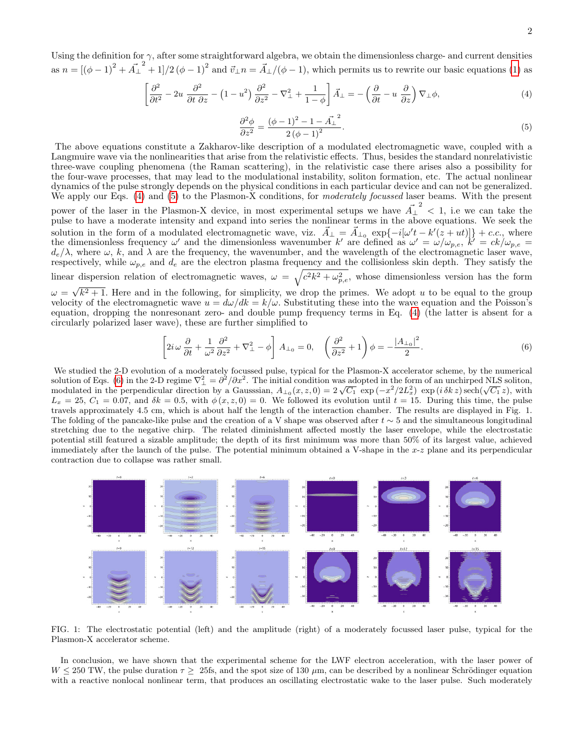Using the definition for $\gamma$, after some straightforward algebra, we obtain the dimensionless charge- and current densities as $n = [(\phi-1)^2 + \vec{A_\perp}^{\,2} + 1]/2\,(\phi-1)^2$ and $\vec{v}_\perp n = \vec{A}_\perp/(\phi - 1)$, which permits us to rewrite our basic equations (1) as

$$\left[\frac{\partial^2}{\partial t^2} - 2u\,\frac{\partial^2}{\partial t\,\partial z} - \left(1-u^2\right)\frac{\partial^2}{\partial z^2} - \nabla_\perp^2 + \frac{1}{1-\phi}\right]\vec{A}_\perp = -\left(\frac{\partial}{\partial t} - u\,\frac{\partial}{\partial z}\right)\nabla_\perp \phi, \tag{4}$$

$$\frac{\partial^2 \phi}{\partial z^2} = \frac{(\phi-1)^2 - 1 - \vec{A_\perp}^{\,2}}{2\,(\phi-1)^2}. \tag{5}$$

The above equations constitute a Zakharov-like description of a modulated electromagnetic wave, coupled with a Langmuire wave via the nonlinearities that arise from the relativistic effects. Thus, besides the standard nonrelativistic three-wave coupling phenomena (the Raman scattering), in the relativistic case there arises also a possibility for the four-wave processes, that may lead to the modulational instability, soliton formation, etc. The actual nonlinear dynamics of the pulse strongly depends on the physical conditions in each particular device and can not be generalized. We apply our Eqs. (4) and (5) to the Plasmon-X conditions, for *moderately focussed* laser beams. With the present power of the laser in the Plasmon-X device, in most experimental setups we have $\vec{A_\perp}^{\,2} < 1$, i.e we can take the pulse to have a moderate intensity and expand into series the nonlinear terms in the above equations. We seek the solution in the form of a modulated electromagnetic wave, viz. $\vec{A}_\perp = \vec{A}_{\perp_0}\,\exp\{-i[\omega' t - k'(z+ut)]\} + c.c.$, where the dimensionless frequency $\omega'$ and the dimensionless wavenumber $k'$ are defined as $\omega' = \omega/\omega_{p,e}$, $k' = ck/\omega_{p,e} = d_e/\lambda$, where $\omega$, $k$, and $\lambda$ are the frequency, the wavenumber, and the wavelength of the electromagnetic laser wave, respectively, while $\omega_{p,e}$ and $d_e$ are the electron plasma frequency and the collisionless skin depth. They satisfy the linear dispersion relation of electromagnetic waves, $\omega = \sqrt{c^2k^2 + \omega_{p,e}^2}$, whose dimensionless version has the form $\omega = \sqrt{k^2+1}$. Here and in the following, for simplicity, we drop the primes. We adopt $u$ to be equal to the group velocity of the electromagnetic wave $u = d\omega/dk = k/\omega$. Substituting these into the wave equation and the Poisson's equation, dropping the nonresonant zero- and double pump frequency terms in Eq. (4) (the latter is absent for a circularly polarized laser wave), these are further simplified to

$$\left[2i\,\omega\,\frac{\partial}{\partial t} + \frac{1}{\omega^2}\frac{\partial^2}{\partial z^2} + \nabla_\perp^2 - \phi\right]A_{\perp_0} = 0, \quad \left(\frac{\partial^2}{\partial z^2} + 1\right)\phi = -\frac{|A_{\perp_0}|^2}{2}. \tag{6}$$

We studied the 2-D evolution of a moderately focussed pulse, typical for the Plasmon-X accelerator scheme, by the numerical solution of Eqs. (6) in the 2-D regime $\nabla_\perp^2 = \partial^2/\partial x^2$. The initial condition was adopted in the form of an unchirped NLS soliton, modulated in the perpendicular direction by a Gausssian, $A_{\perp_0}(x,z,0) = 2\sqrt{C_1}\,\exp(-x^2/2L_x^2)\,\exp(i\,\delta k\,z)\,\mathrm{sech}(\sqrt{C_1}\,z)$, with $L_x = 25$, $C_1 = 0.07$, and $\delta k = 0.5$, with $\phi(x,z,0) = 0$. We followed its evolution until $t = 15$. During this time, the pulse travels approximately 4.5 cm, which is about half the length of the interaction chamber. The results are displayed in Fig. 1. The folding of the pancake-like pulse and the creation of a V shape was observed after $t \sim 5$ and the simultaneous longitudinal stretching due to the negative chirp. The related diminishment affected mostly the laser envelope, while the electrostatic potential still featured a sizable amplitude; the depth of its first minimum was more than 50% of its largest value, achieved immediately after the launch of the pulse. The potential minimum obtained a V-shape in the $x$-$z$ plane and its perpendicular contraction due to collapse was rather small.

FIG. 1: The electrostatic potential (left) and the amplitude (right) of a moderately focussed laser pulse, typical for the Plasmon-X accelerator scheme.

In conclusion, we have shown that the experimental scheme for the LWF electron acceleration, with the laser power of $W \leq 250$ TW, the pulse duration $\tau \geq$ 25fs, and the spot size of 130 $\mu$m, can be described by a nonlinear Schrödinger equation with a reactive nonlocal nonlinear term, that produces an oscillating electrostatic wake to the laser pulse. Such moderately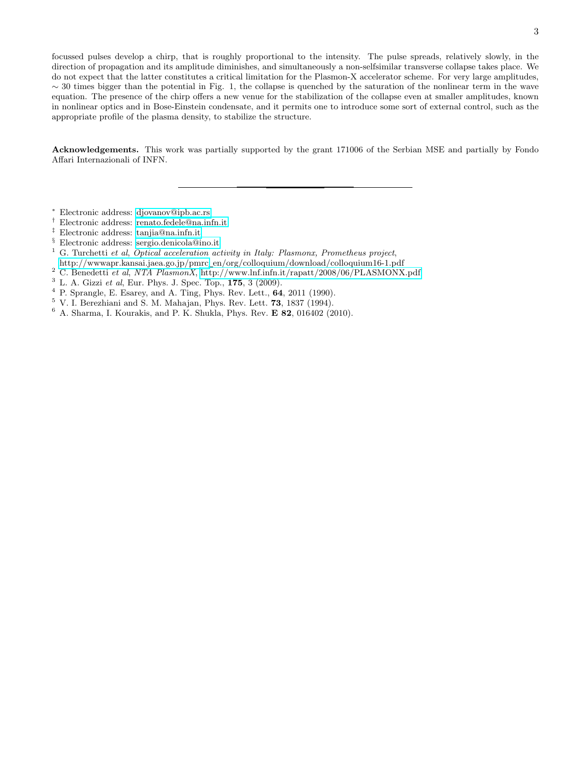focussed pulses develop a chirp, that is roughly proportional to the intensity. The pulse spreads, relatively slowly, in the direction of propagation and its amplitude diminishes, and simultaneously a non-selfsimilar transverse collapse takes place. We do not expect that the latter constitutes a critical limitation for the Plasmon-X accelerator scheme. For very large amplitudes, $\sim 30$ times bigger than the potential in Fig. 1, the collapse is quenched by the saturation of the nonlinear term in the wave equation. The presence of the chirp offers a new venue for the stabilization of the collapse even at smaller amplitudes, known in nonlinear optics and in Bose-Einstein condensate, and it permits one to introduce some sort of external control, such as the appropriate profile of the plasma density, to stabilize the structure.

**Acknowledgements.** This work was partially supported by the grant 171006 of the Serbian MSE and partially by Fondo Affari Internazionali of INFN.

---

[*] Electronic address: djovanov@ipb.ac.rs
[†] Electronic address: renato.fedele@na.infn.it
[‡] Electronic address: tanjia@na.infn.it
[§] Electronic address: sergio.denicola@ino.it

[1] G. Turchetti *et al*, *Optical acceleration activity in Italy: Plasmonx, Prometheus project*, http://wwwapr.kansai.jaea.go.jp/pmrc_en/org/colloquium/download/colloquium16-1.pdf
[2] C. Benedetti *et al*, *NTA PlasmonX*, http://www.lnf.infn.it/rapatt/2008/06/PLASMONX.pdf
[3] L. A. Gizzi *et al*, Eur. Phys. J. Spec. Top., **175**, 3 (2009).
[4] P. Sprangle, E. Esarey, and A. Ting, Phys. Rev. Lett., **64**, 2011 (1990).
[5] V. I. Berezhiani and S. M. Mahajan, Phys. Rev. Lett. **73**, 1837 (1994).
[6] A. Sharma, I. Kourakis, and P. K. Shukla, Phys. Rev. **E 82**, 016402 (2010).